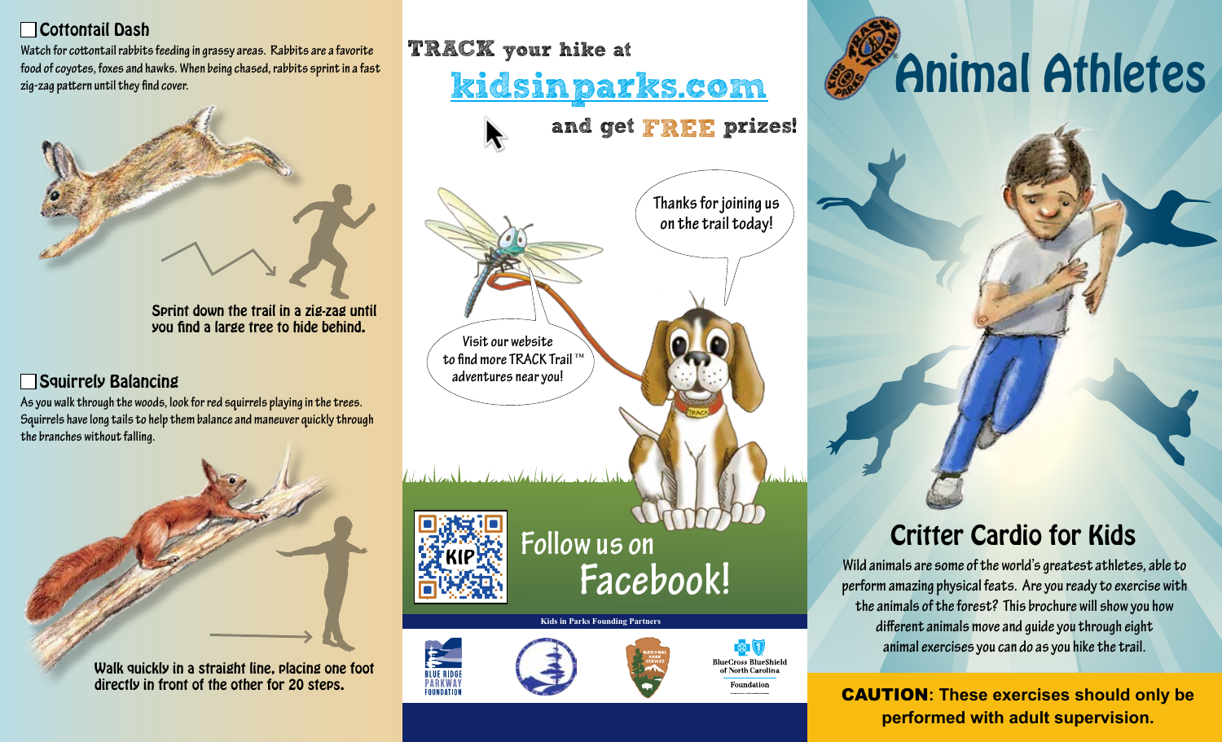## ☐ Cottontail Dash

Watch for cottontail rabbits feeding in grassy areas. Rabbits are a favorite food of coyotes, foxes and hawks. When being chased, rabbits sprint in a fast zig-zag pattern until they find cover.

**Sprint down the trail in a zig-zag until you find a large tree to hide behind.**

## ☐ Squirrely Balancing

As you walk through the woods, look for red squirrels playing in the trees. Squirrels have long tails to help them balance and maneuver quickly through the branches without falling.

**Walk quickly in a straight line, placing one foot directly in front of the other for 20 steps.**

**TRACK your hike at [kidsinparks.com](kidsinparks.com) and get FREE prizes!**

Thanks for joining us on the trail today!

Visit our website to find more TRACK Trail™ adventures near you!

KIP

Follow us on Facebook!

**Kids in Parks Founding Partners**

Blue Ridge Parkway Foundation

National Park Service

BlueCross BlueShield of North Carolina Foundation

# Animal Athletes

## Critter Cardio for Kids

Wild animals are some of the world's greatest athletes, able to perform amazing physical feats. Are you ready to exercise with the animals of the forest? This brochure will show you how different animals move and guide you through eight animal exercises you can do as you hike the trail.

**CAUTION: These exercises should only be performed with adult supervision.**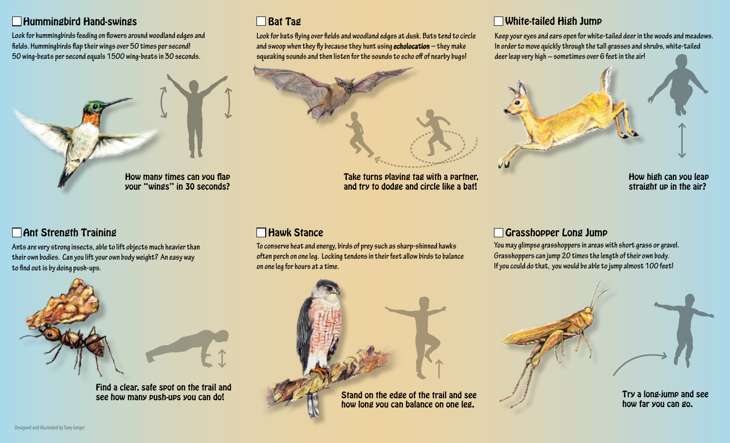## ☐ Hummingbird Hand-swings

Look for hummingbirds feeding on flowers around woodland edges and fields. Hummingbirds flap their wings over 50 times per second! 50 wing-beats per second equals 1500 wing-beats in 30 seconds.

**How many times can you flap your "wings" in 30 seconds?**

## ☐ Bat Tag

Look for bats flying over fields and woodland edges at dusk. Bats tend to circle and swoop when they fly because they hunt using **echolocation** – they make squeaking sounds and then listen for the sounds to echo off of nearby bugs!

**Take turns playing tag with a partner, and try to dodge and circle like a bat!**

## ☐ White-tailed High Jump

Keep your eyes and ears open for white-tailed deer in the woods and meadows. In order to move quickly through the tall grasses and shrubs, white-tailed deer leap very high – sometimes over 6 feet in the air!

**How high can you leap straight up in the air?**

## ☐ Ant Strength Training

Ants are very strong insects, able to lift objects much heavier than their own bodies. Can you lift your own body weight? An easy way to find out is by doing push-ups.

**Find a clear, safe spot on the trail and see how many push-ups you can do!**

## ☐ Hawk Stance

To conserve heat and energy, birds of prey such as sharp-shinned hawks often perch on one leg. Locking tendons in their feet allow birds to balance on one leg for hours at a time.

**Stand on the edge of the trail and see how long you can balance on one leg.**

## ☐ Grasshopper Long Jump

You may glimpse grasshoppers in areas with short grass or gravel. Grasshoppers can jump 20 times the length of their own body. If you could do that, you would be able to jump almost 100 feet!

**Try a long-jump and see how far you can go.**

Designed and illustrated by Tony Geiger